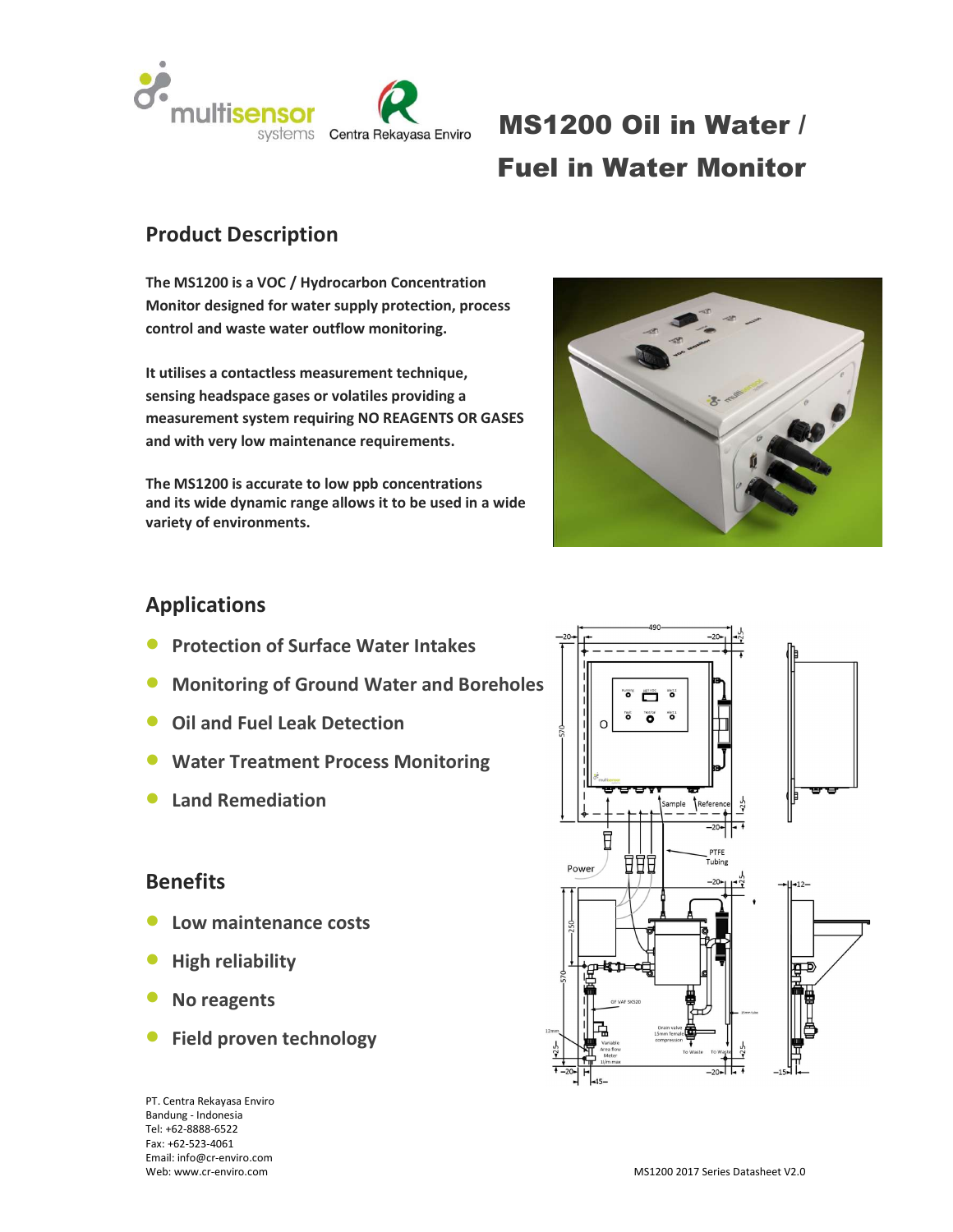# MS1200 Oil in Water / Fuel in Water Monitor

## Product Description

**The MS1200 is a VOC / Hydrocarbon Concentration Monitor designed for water supply protection, process control and waste water outflow monitoring.**

**It utilises a contactless measurement technique, sensing headspace gases or volatiles providing a measurement system requiring NO REAGENTS OR GASES and with very low maintenance requirements.**

**The MS1200 is accurate to low ppb concentrations and its wide dynamic range allows it to be used in a wide variety of environments.**

## Applications

- **Protection of Surface Water Intakes**
- **Monitoring of Ground Water and Boreholes**
- **Oil and Fuel Leak Detection**
- **Water Treatment Process Monitoring**
- **Land Remediation**

## Benefits

- **Low maintenance costs**
- **High reliability**
- **No reagents**
- **Field proven technology**

PT. Centra Rekayasa Enviro
Bandung - Indonesia
Tel: +62-8888-6522
Fax: +62-523-4061
Email: info@cr-enviro.com
Web: www.cr-enviro.com

MS1200 2017 Series Datasheet V2.0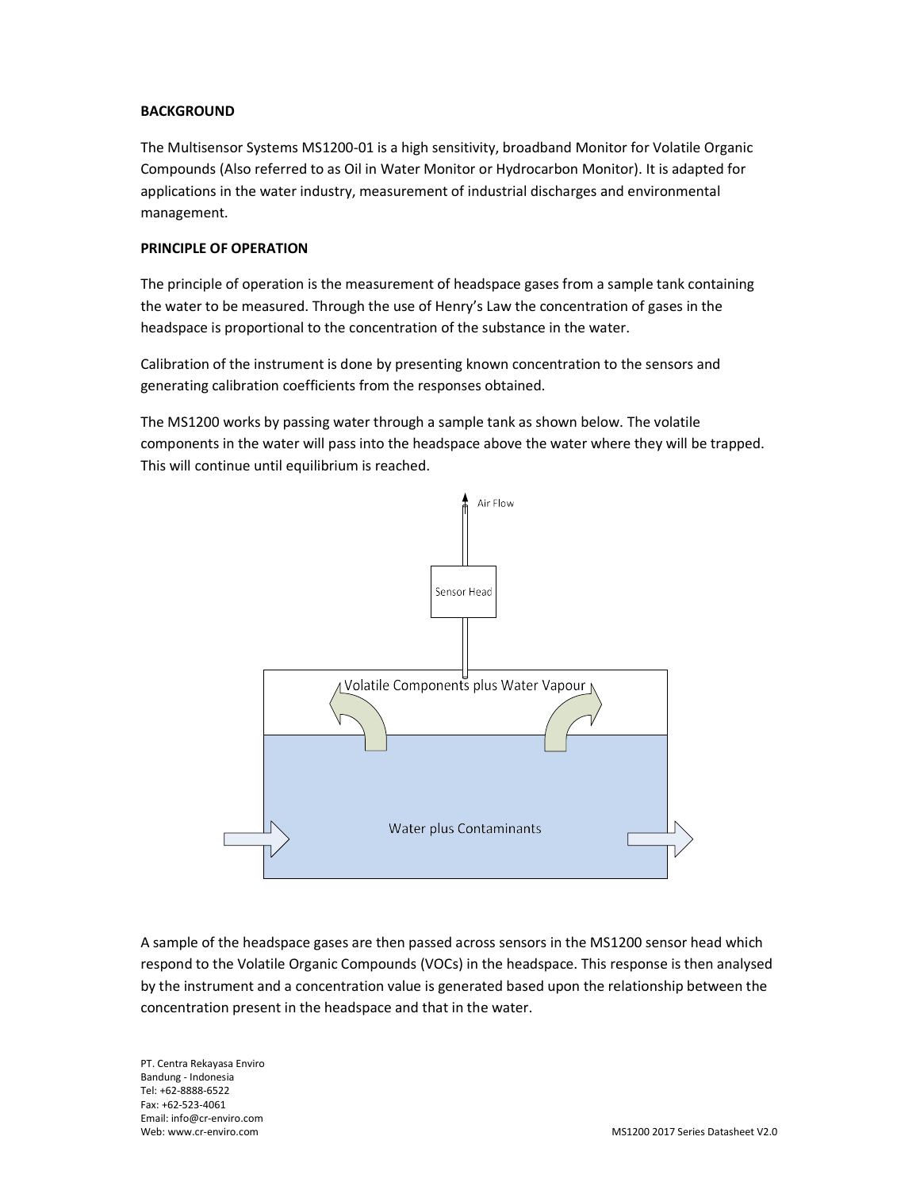**BACKGROUND**

The Multisensor Systems MS1200-01 is a high sensitivity, broadband Monitor for Volatile Organic Compounds (Also referred to as Oil in Water Monitor or Hydrocarbon Monitor). It is adapted for applications in the water industry, measurement of industrial discharges and environmental management.

**PRINCIPLE OF OPERATION**

The principle of operation is the measurement of headspace gases from a sample tank containing the water to be measured. Through the use of Henry's Law the concentration of gases in the headspace is proportional to the concentration of the substance in the water.

Calibration of the instrument is done by presenting known concentration to the sensors and generating calibration coefficients from the responses obtained.

The MS1200 works by passing water through a sample tank as shown below. The volatile components in the water will pass into the headspace above the water where they will be trapped. This will continue until equilibrium is reached.

Air Flow

Sensor Head

Volatile Components plus Water Vapour

Water plus Contaminants

A sample of the headspace gases are then passed across sensors in the MS1200 sensor head which respond to the Volatile Organic Compounds (VOCs) in the headspace. This response is then analysed by the instrument and a concentration value is generated based upon the relationship between the concentration present in the headspace and that in the water.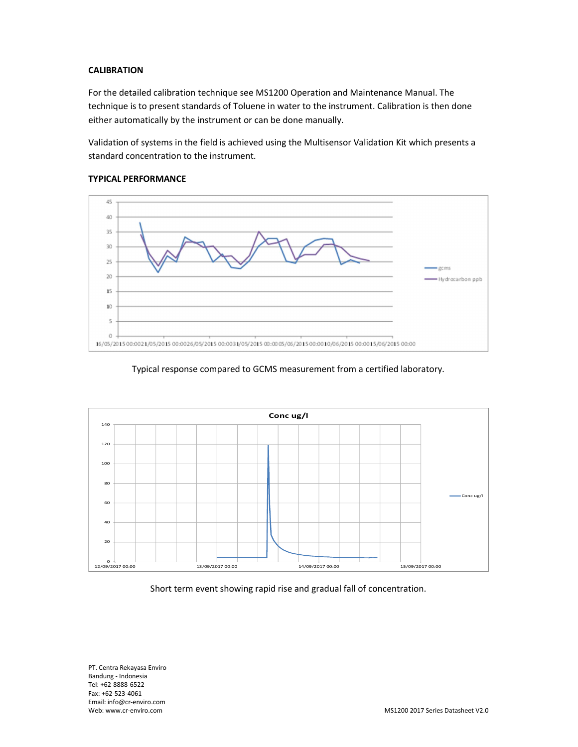**CALIBRATION**

For the detailed calibration technique see MS1200 Operation and Maintenance Manual. The technique is to present standards of Toluene in water to the instrument. Calibration is then done either automatically by the instrument or can be done manually.

Validation of systems in the field is achieved using the Multisensor Validation Kit which presents a standard concentration to the instrument.

**TYPICAL PERFORMANCE**

Typical response compared to GCMS measurement from a certified laboratory.

Short term event showing rapid rise and gradual fall of concentration.

PT. Centra Rekayasa Enviro
Bandung - Indonesia
Tel: +62-8888-6522
Fax: +62-523-4061
Email: info@cr-enviro.com
Web: www.cr-enviro.com

MS1200 2017 Series Datasheet V2.0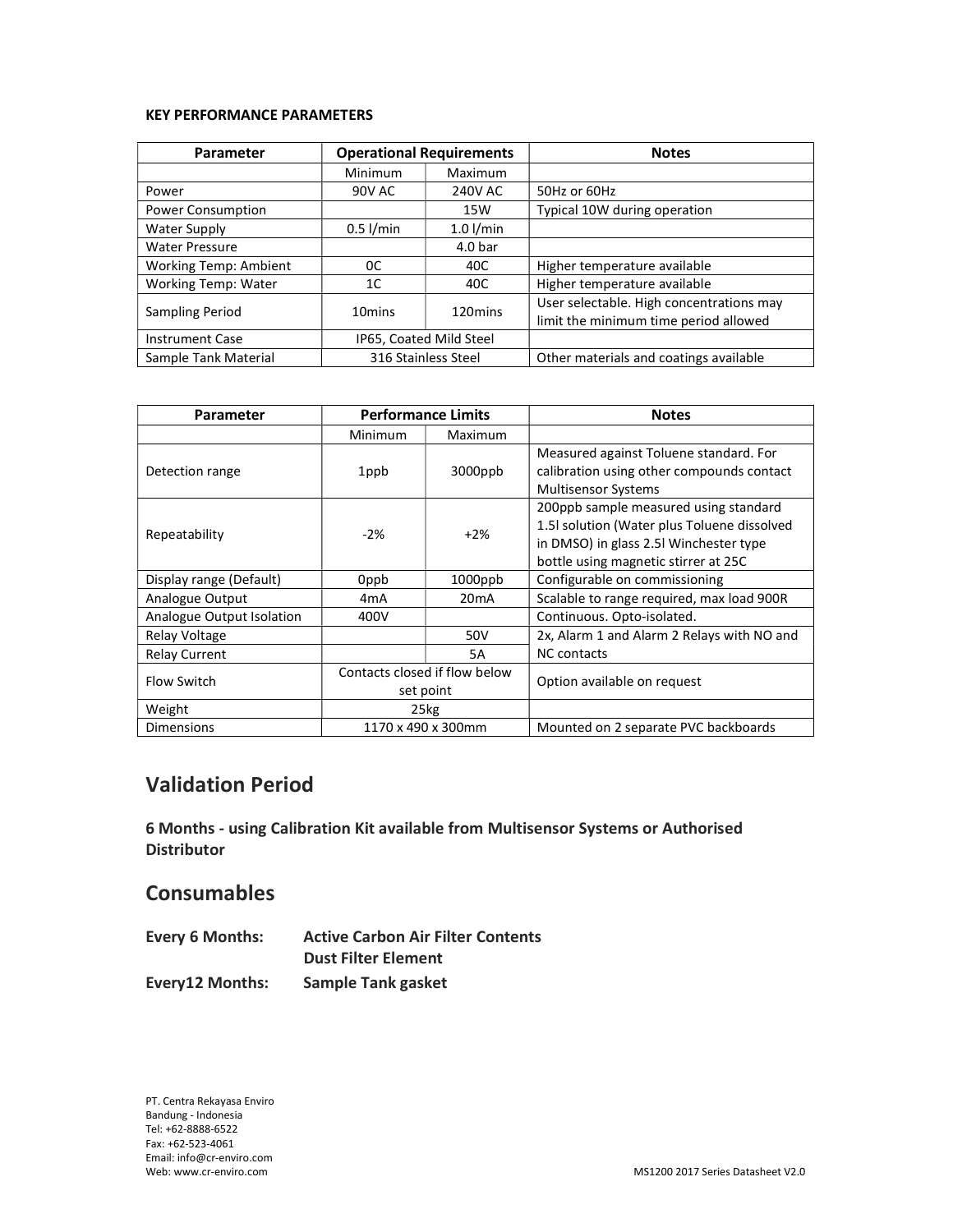**KEY PERFORMANCE PARAMETERS**

| Parameter | Operational Requirements | | Notes |
|---|---|---|---|
| | Minimum | Maximum | |
| Power | 90V AC | 240V AC | 50Hz or 60Hz |
| Power Consumption | | 15W | Typical 10W during operation |
| Water Supply | 0.5 l/min | 1.0 l/min | |
| Water Pressure | | 4.0 bar | |
| Working Temp: Ambient | 0C | 40C | Higher temperature available |
| Working Temp: Water | 1C | 40C | Higher temperature available |
| Sampling Period | 10mins | 120mins | User selectable. High concentrations may limit the minimum time period allowed |
| Instrument Case | IP65, Coated Mild Steel | | |
| Sample Tank Material | 316 Stainless Steel | | Other materials and coatings available |

| Parameter | Performance Limits | | Notes |
|---|---|---|---|
| | Minimum | Maximum | |
| Detection range | 1ppb | 3000ppb | Measured against Toluene standard. For calibration using other compounds contact Multisensor Systems |
| Repeatability | -2% | +2% | 200ppb sample measured using standard 1.5l solution (Water plus Toluene dissolved in DMSO) in glass 2.5l Winchester type bottle using magnetic stirrer at 25C |
| Display range (Default) | 0ppb | 1000ppb | Configurable on commissioning |
| Analogue Output | 4mA | 20mA | Scalable to range required, max load 900R |
| Analogue Output Isolation | 400V | | Continuous. Opto-isolated. |
| Relay Voltage | | 50V | 2x, Alarm 1 and Alarm 2 Relays with NO and NC contacts |
| Relay Current | | 5A | |
| Flow Switch | Contacts closed if flow below set point | | Option available on request |
| Weight | 25kg | | |
| Dimensions | 1170 x 490 x 300mm | | Mounted on 2 separate PVC backboards |

## Validation Period

**6 Months - using Calibration Kit available from Multisensor Systems or Authorised Distributor**

## Consumables

**Every 6 Months:** **Active Carbon Air Filter Contents**
**Dust Filter Element**

**Every12 Months:** **Sample Tank gasket**

PT. Centra Rekayasa Enviro
Bandung - Indonesia
Tel: +62-8888-6522
Fax: +62-523-4061
Email: info@cr-enviro.com
Web: www.cr-enviro.com

MS1200 2017 Series Datasheet V2.0